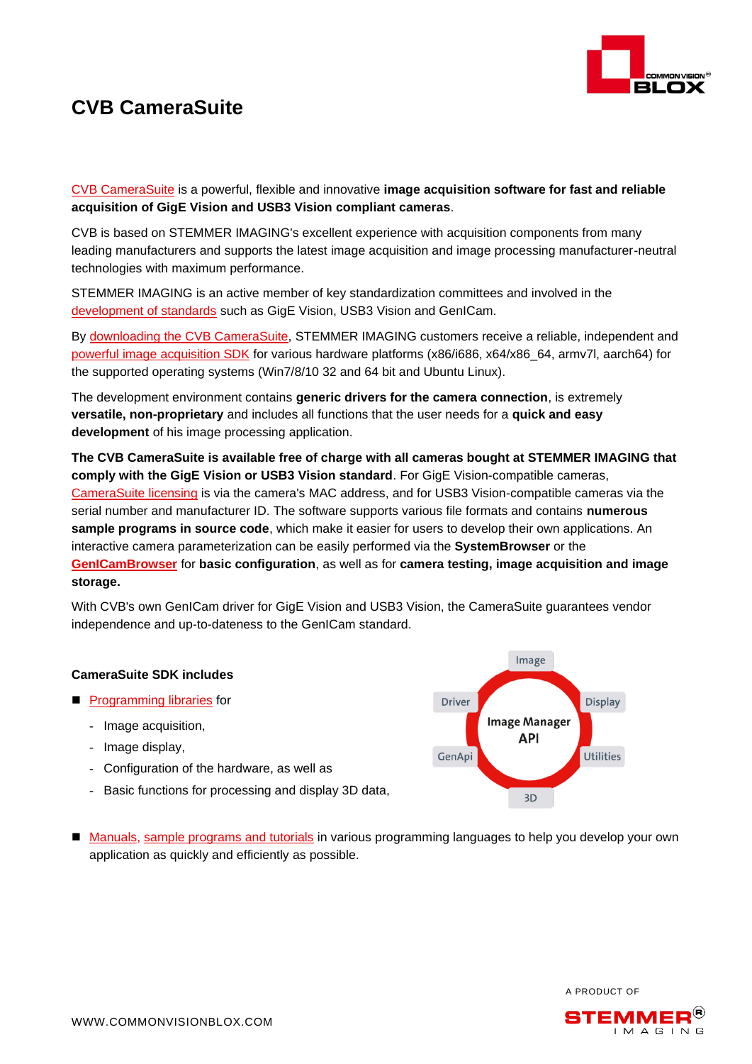# CVB CameraSuite

CVB CameraSuite is a powerful, flexible and innovative **image acquisition software for fast and reliable acquisition of GigE Vision and USB3 Vision compliant cameras**.

CVB is based on STEMMER IMAGING's excellent experience with acquisition components from many leading manufacturers and supports the latest image acquisition and image processing manufacturer-neutral technologies with maximum performance.

STEMMER IMAGING is an active member of key standardization committees and involved in the development of standards such as GigE Vision, USB3 Vision and GenICam.

By downloading the CVB CameraSuite, STEMMER IMAGING customers receive a reliable, independent and powerful image acquisition SDK for various hardware platforms (x86/i686, x64/x86_64, armv7l, aarch64) for the supported operating systems (Win7/8/10 32 and 64 bit and Ubuntu Linux).

The development environment contains **generic drivers for the camera connection**, is extremely **versatile, non-proprietary** and includes all functions that the user needs for a **quick and easy development** of his image processing application.

**The CVB CameraSuite is available free of charge with all cameras bought at STEMMER IMAGING that comply with the GigE Vision or USB3 Vision standard**. For GigE Vision-compatible cameras, CameraSuite licensing is via the camera's MAC address, and for USB3 Vision-compatible cameras via the serial number and manufacturer ID. The software supports various file formats and contains **numerous sample programs in source code**, which make it easier for users to develop their own applications. An interactive camera parameterization can be easily performed via the **SystemBrowser** or the **GenICamBrowser** for **basic configuration**, as well as for **camera testing, image acquisition and image storage.**

With CVB's own GenICam driver for GigE Vision and USB3 Vision, the CameraSuite guarantees vendor independence and up-to-dateness to the GenICam standard.

**CameraSuite SDK includes**

- Programming libraries for
  - Image acquisition,
  - Image display,
  - Configuration of the hardware, as well as
  - Basic functions for processing and display 3D data,

Image Manager API: Image, Display, Utilities, 3D, GenApi, Driver

- Manuals, sample programs and tutorials in various programming languages to help you develop your own application as quickly and efficiently as possible.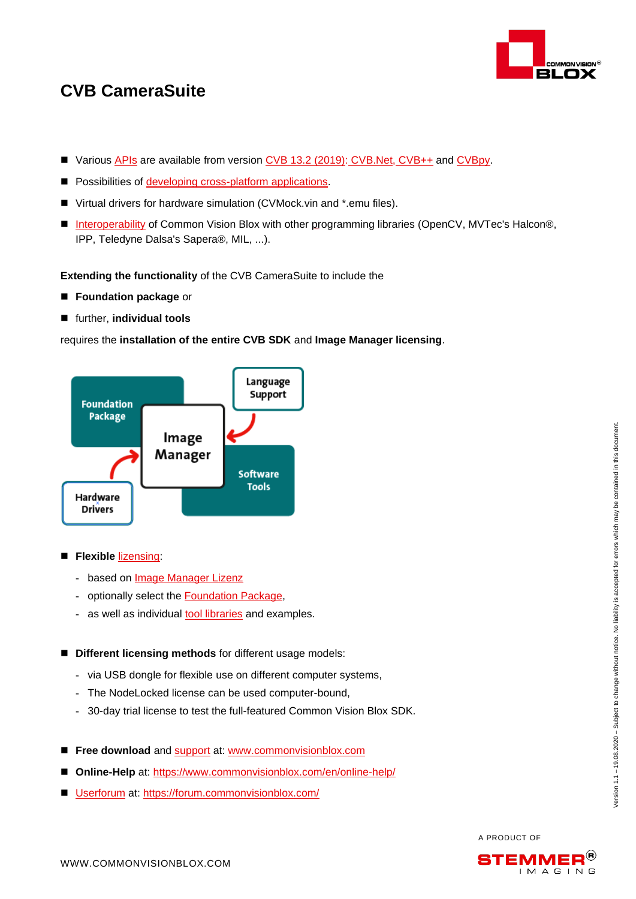# CVB CameraSuite

- Various APIs are available from version CVB 13.2 (2019): CVB.Net, CVB++ and CVBpy.
- Possibilities of developing cross-platform applications.
- Virtual drivers for hardware simulation (CVMock.vin and *.emu files).
- Interoperability of Common Vision Blox with other programming libraries (OpenCV, MVTec's Halcon®, IPP, Teledyne Dalsa's Sapera®, MIL, ...).

**Extending the functionality** of the CVB CameraSuite to include the

- **Foundation package** or
- further, **individual tools**

requires the **installation of the entire CVB SDK** and **Image Manager licensing**.

Foundation Package

Image Manager

Language Support

Software Tools

Hardware Drivers

- **Flexible** lizensing:
  - based on Image Manager Lizenz
  - optionally select the Foundation Package,
  - as well as individual tool libraries and examples.

- **Different licensing methods** for different usage models:
  - via USB dongle for flexible use on different computer systems,
  - The NodeLocked license can be used computer-bound,
  - 30-day trial license to test the full-featured Common Vision Blox SDK.

- **Free download** and support at: www.commonvisionblox.com
- **Online-Help** at: https://www.commonvisionblox.com/en/online-help/
- Userforum at: https://forum.commonvisionblox.com/

Version 1.1 – 19.08.2020 – Subject to change without notice. No liability is accepted for errors which may be contained in this document.

WWW.COMMONVISIONBLOX.COM

A PRODUCT OF STEMMER® IMAGING